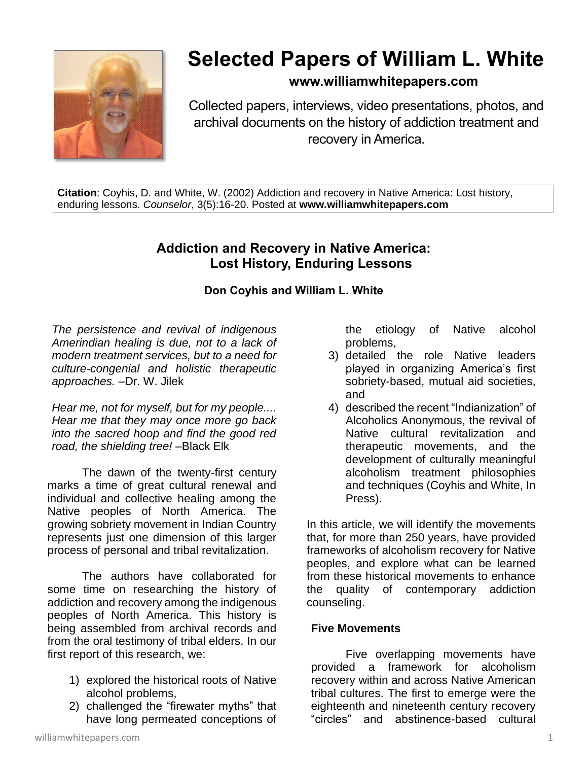# Selected Papers of William L. White

**www.williamwhitepapers.com**

Collected papers, interviews, video presentations, photos, and archival documents on the history of addiction treatment and recovery in America.

**Citation**: Coyhis, D. and White, W. (2002) Addiction and recovery in Native America: Lost history, enduring lessons. *Counselor*, 3(5):16-20. Posted at **www.williamwhitepapers.com**

## Addiction and Recovery in Native America: Lost History, Enduring Lessons

**Don Coyhis and William L. White**

*The persistence and revival of indigenous Amerindian healing is due, not to a lack of modern treatment services, but to a need for culture-congenial and holistic therapeutic approaches.* –Dr. W. Jilek

*Hear me, not for myself, but for my people.... Hear me that they may once more go back into the sacred hoop and find the good red road, the shielding tree!* –Black Elk

The dawn of the twenty-first century marks a time of great cultural renewal and individual and collective healing among the Native peoples of North America. The growing sobriety movement in Indian Country represents just one dimension of this larger process of personal and tribal revitalization.

The authors have collaborated for some time on researching the history of addiction and recovery among the indigenous peoples of North America. This history is being assembled from archival records and from the oral testimony of tribal elders. In our first report of this research, we:

1) explored the historical roots of Native alcohol problems,
2) challenged the "firewater myths" that have long permeated conceptions of the etiology of Native alcohol problems,
3) detailed the role Native leaders played in organizing America's first sobriety-based, mutual aid societies, and
4) described the recent "Indianization" of Alcoholics Anonymous, the revival of Native cultural revitalization and therapeutic movements, and the development of culturally meaningful alcoholism treatment philosophies and techniques (Coyhis and White, In Press).

In this article, we will identify the movements that, for more than 250 years, have provided frameworks of alcoholism recovery for Native peoples, and explore what can be learned from these historical movements to enhance the quality of contemporary addiction counseling.

### Five Movements

Five overlapping movements have provided a framework for alcoholism recovery within and across Native American tribal cultures. The first to emerge were the eighteenth and nineteenth century recovery "circles" and abstinence-based cultural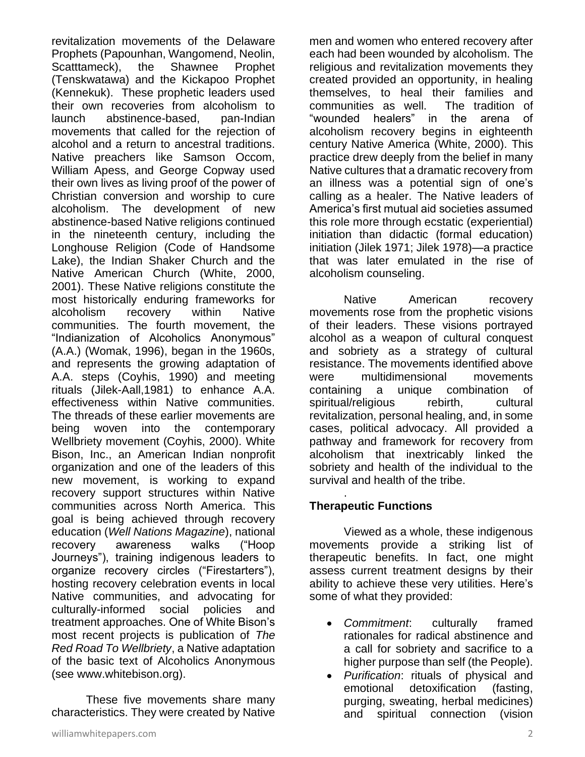revitalization movements of the Delaware Prophets (Papounhan, Wangomend, Neolin, Scatttameck), the Shawnee Prophet (Tenskwatawa) and the Kickapoo Prophet (Kennekuk). These prophetic leaders used their own recoveries from alcoholism to launch abstinence-based, pan-Indian movements that called for the rejection of alcohol and a return to ancestral traditions. Native preachers like Samson Occom, William Apess, and George Copway used their own lives as living proof of the power of Christian conversion and worship to cure alcoholism. The development of new abstinence-based Native religions continued in the nineteenth century, including the Longhouse Religion (Code of Handsome Lake), the Indian Shaker Church and the Native American Church (White, 2000, 2001). These Native religions constitute the most historically enduring frameworks for alcoholism recovery within Native communities. The fourth movement, the "Indianization of Alcoholics Anonymous" (A.A.) (Womak, 1996), began in the 1960s, and represents the growing adaptation of A.A. steps (Coyhis, 1990) and meeting rituals (Jilek-Aall,1981) to enhance A.A. effectiveness within Native communities. The threads of these earlier movements are being woven into the contemporary Wellbriety movement (Coyhis, 2000). White Bison, Inc., an American Indian nonprofit organization and one of the leaders of this new movement, is working to expand recovery support structures within Native communities across North America. This goal is being achieved through recovery education (*Well Nations Magazine*), national recovery awareness walks ("Hoop Journeys"), training indigenous leaders to organize recovery circles ("Firestarters"), hosting recovery celebration events in local Native communities, and advocating for culturally-informed social policies and treatment approaches. One of White Bison's most recent projects is publication of *The Red Road To Wellbriety*, a Native adaptation of the basic text of Alcoholics Anonymous (see www.whitebison.org).

These five movements share many characteristics. They were created by Native men and women who entered recovery after each had been wounded by alcoholism. The religious and revitalization movements they created provided an opportunity, in healing themselves, to heal their families and communities as well. The tradition of "wounded healers" in the arena of alcoholism recovery begins in eighteenth century Native America (White, 2000). This practice drew deeply from the belief in many Native cultures that a dramatic recovery from an illness was a potential sign of one's calling as a healer. The Native leaders of America's first mutual aid societies assumed this role more through ecstatic (experiential) initiation than didactic (formal education) initiation (Jilek 1971; Jilek 1978)—a practice that was later emulated in the rise of alcoholism counseling.

Native American recovery movements rose from the prophetic visions of their leaders. These visions portrayed alcohol as a weapon of cultural conquest and sobriety as a strategy of cultural resistance. The movements identified above were multidimensional movements containing a unique combination of spiritual/religious rebirth, cultural revitalization, personal healing, and, in some cases, political advocacy. All provided a pathway and framework for recovery from alcoholism that inextricably linked the sobriety and health of the individual to the survival and health of the tribe.

**Therapeutic Functions**

Viewed as a whole, these indigenous movements provide a striking list of therapeutic benefits. In fact, one might assess current treatment designs by their ability to achieve these very utilities. Here's some of what they provided:

- *Commitment*: culturally framed rationales for radical abstinence and a call for sobriety and sacrifice to a higher purpose than self (the People).
- *Purification*: rituals of physical and emotional detoxification (fasting, purging, sweating, herbal medicines) and spiritual connection (vision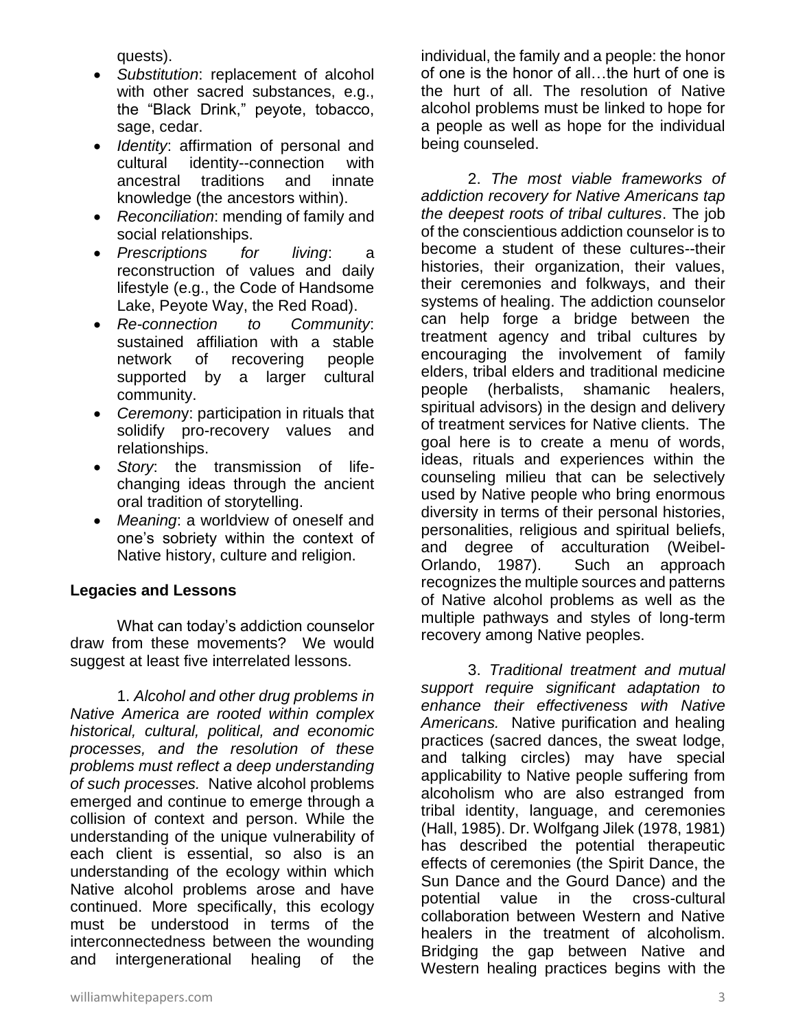quests).

- *Substitution*: replacement of alcohol with other sacred substances, e.g., the "Black Drink," peyote, tobacco, sage, cedar.
- *Identity*: affirmation of personal and cultural identity--connection with ancestral traditions and innate knowledge (the ancestors within).
- *Reconciliation*: mending of family and social relationships.
- *Prescriptions for living*: a reconstruction of values and daily lifestyle (e.g., the Code of Handsome Lake, Peyote Way, the Red Road).
- *Re-connection to Community*: sustained affiliation with a stable network of recovering people supported by a larger cultural community.
- *Ceremony*: participation in rituals that solidify pro-recovery values and relationships.
- *Story*: the transmission of life-changing ideas through the ancient oral tradition of storytelling.
- *Meaning*: a worldview of oneself and one's sobriety within the context of Native history, culture and religion.

**Legacies and Lessons**

What can today's addiction counselor draw from these movements? We would suggest at least five interrelated lessons.

1. *Alcohol and other drug problems in Native America are rooted within complex historical, cultural, political, and economic processes, and the resolution of these problems must reflect a deep understanding of such processes.* Native alcohol problems emerged and continue to emerge through a collision of context and person. While the understanding of the unique vulnerability of each client is essential, so also is an understanding of the ecology within which Native alcohol problems arose and have continued. More specifically, this ecology must be understood in terms of the interconnectedness between the wounding and intergenerational healing of the individual, the family and a people: the honor of one is the honor of all…the hurt of one is the hurt of all. The resolution of Native alcohol problems must be linked to hope for a people as well as hope for the individual being counseled.

2. *The most viable frameworks of addiction recovery for Native Americans tap the deepest roots of tribal cultures*. The job of the conscientious addiction counselor is to become a student of these cultures--their histories, their organization, their values, their ceremonies and folkways, and their systems of healing. The addiction counselor can help forge a bridge between the treatment agency and tribal cultures by encouraging the involvement of family elders, tribal elders and traditional medicine people (herbalists, shamanic healers, spiritual advisors) in the design and delivery of treatment services for Native clients. The goal here is to create a menu of words, ideas, rituals and experiences within the counseling milieu that can be selectively used by Native people who bring enormous diversity in terms of their personal histories, personalities, religious and spiritual beliefs, and degree of acculturation (Weibel-Orlando, 1987). Such an approach recognizes the multiple sources and patterns of Native alcohol problems as well as the multiple pathways and styles of long-term recovery among Native peoples.

3. *Traditional treatment and mutual support require significant adaptation to enhance their effectiveness with Native Americans.* Native purification and healing practices (sacred dances, the sweat lodge, and talking circles) may have special applicability to Native people suffering from alcoholism who are also estranged from tribal identity, language, and ceremonies (Hall, 1985). Dr. Wolfgang Jilek (1978, 1981) has described the potential therapeutic effects of ceremonies (the Spirit Dance, the Sun Dance and the Gourd Dance) and the potential value in the cross-cultural collaboration between Western and Native healers in the treatment of alcoholism. Bridging the gap between Native and Western healing practices begins with the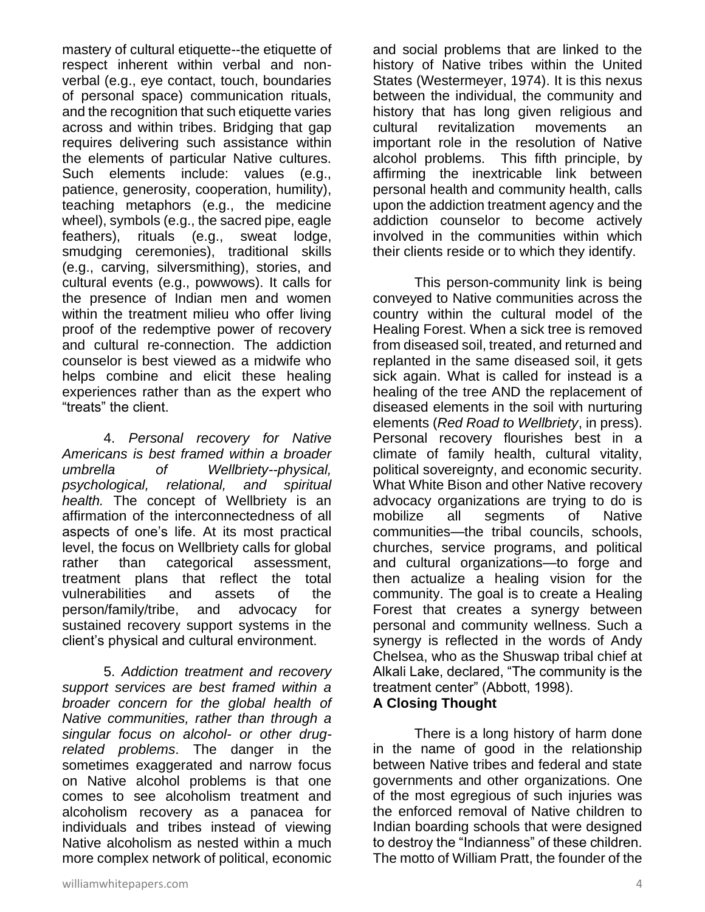mastery of cultural etiquette--the etiquette of respect inherent within verbal and non-verbal (e.g., eye contact, touch, boundaries of personal space) communication rituals, and the recognition that such etiquette varies across and within tribes. Bridging that gap requires delivering such assistance within the elements of particular Native cultures. Such elements include: values (e.g., patience, generosity, cooperation, humility), teaching metaphors (e.g., the medicine wheel), symbols (e.g., the sacred pipe, eagle feathers), rituals (e.g., sweat lodge, smudging ceremonies), traditional skills (e.g., carving, silversmithing), stories, and cultural events (e.g., powwows). It calls for the presence of Indian men and women within the treatment milieu who offer living proof of the redemptive power of recovery and cultural re-connection. The addiction counselor is best viewed as a midwife who helps combine and elicit these healing experiences rather than as the expert who "treats" the client.

4. *Personal recovery for Native Americans is best framed within a broader umbrella of Wellbriety--physical, psychological, relational, and spiritual health.* The concept of Wellbriety is an affirmation of the interconnectedness of all aspects of one's life. At its most practical level, the focus on Wellbriety calls for global rather than categorical assessment, treatment plans that reflect the total vulnerabilities and assets of the person/family/tribe, and advocacy for sustained recovery support systems in the client's physical and cultural environment.

5. *Addiction treatment and recovery support services are best framed within a broader concern for the global health of Native communities, rather than through a singular focus on alcohol- or other drug-related problems*. The danger in the sometimes exaggerated and narrow focus on Native alcohol problems is that one comes to see alcoholism treatment and alcoholism recovery as a panacea for individuals and tribes instead of viewing Native alcoholism as nested within a much more complex network of political, economic and social problems that are linked to the history of Native tribes within the United States (Westermeyer, 1974). It is this nexus between the individual, the community and history that has long given religious and cultural revitalization movements an important role in the resolution of Native alcohol problems. This fifth principle, by affirming the inextricable link between personal health and community health, calls upon the addiction treatment agency and the addiction counselor to become actively involved in the communities within which their clients reside or to which they identify.

This person-community link is being conveyed to Native communities across the country within the cultural model of the Healing Forest. When a sick tree is removed from diseased soil, treated, and returned and replanted in the same diseased soil, it gets sick again. What is called for instead is a healing of the tree AND the replacement of diseased elements in the soil with nurturing elements (*Red Road to Wellbriety*, in press). Personal recovery flourishes best in a climate of family health, cultural vitality, political sovereignty, and economic security. What White Bison and other Native recovery advocacy organizations are trying to do is mobilize all segments of Native communities—the tribal councils, schools, churches, service programs, and political and cultural organizations—to forge and then actualize a healing vision for the community. The goal is to create a Healing Forest that creates a synergy between personal and community wellness. Such a synergy is reflected in the words of Andy Chelsea, who as the Shuswap tribal chief at Alkali Lake, declared, "The community is the treatment center" (Abbott, 1998).

**A Closing Thought**

There is a long history of harm done in the name of good in the relationship between Native tribes and federal and state governments and other organizations. One of the most egregious of such injuries was the enforced removal of Native children to Indian boarding schools that were designed to destroy the "Indianness" of these children. The motto of William Pratt, the founder of the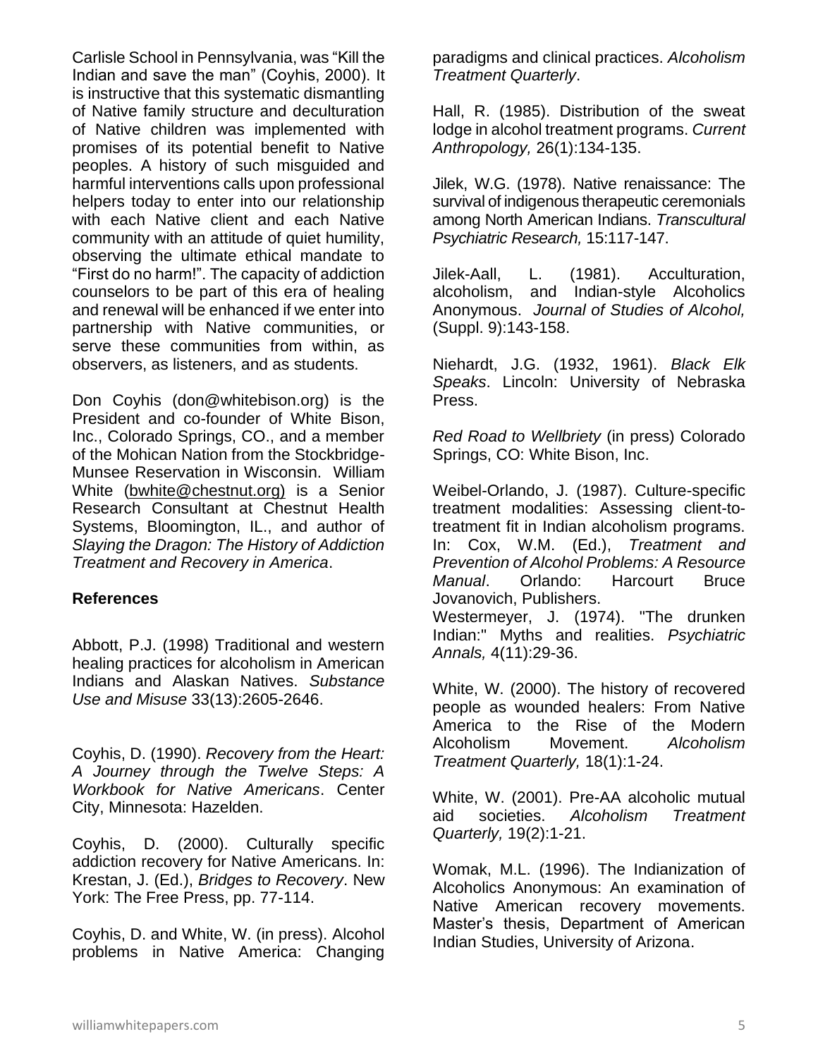Carlisle School in Pennsylvania, was "Kill the Indian and save the man" (Coyhis, 2000). It is instructive that this systematic dismantling of Native family structure and deculturation of Native children was implemented with promises of its potential benefit to Native peoples. A history of such misguided and harmful interventions calls upon professional helpers today to enter into our relationship with each Native client and each Native community with an attitude of quiet humility, observing the ultimate ethical mandate to "First do no harm!". The capacity of addiction counselors to be part of this era of healing and renewal will be enhanced if we enter into partnership with Native communities, or serve these communities from within, as observers, as listeners, and as students.

Don Coyhis (don@whitebison.org) is the President and co-founder of White Bison, Inc., Colorado Springs, CO., and a member of the Mohican Nation from the Stockbridge-Munsee Reservation in Wisconsin. William White (bwhite@chestnut.org) is a Senior Research Consultant at Chestnut Health Systems, Bloomington, IL., and author of *Slaying the Dragon: The History of Addiction Treatment and Recovery in America*.

**References**

Abbott, P.J. (1998) Traditional and western healing practices for alcoholism in American Indians and Alaskan Natives. *Substance Use and Misuse* 33(13):2605-2646.

Coyhis, D. (1990). *Recovery from the Heart: A Journey through the Twelve Steps: A Workbook for Native Americans*. Center City, Minnesota: Hazelden.

Coyhis, D. (2000). Culturally specific addiction recovery for Native Americans. In: Krestan, J. (Ed.), *Bridges to Recovery*. New York: The Free Press, pp. 77-114.

Coyhis, D. and White, W. (in press). Alcohol problems in Native America: Changing paradigms and clinical practices. *Alcoholism Treatment Quarterly*.

Hall, R. (1985). Distribution of the sweat lodge in alcohol treatment programs. *Current Anthropology,* 26(1):134-135.

Jilek, W.G. (1978). Native renaissance: The survival of indigenous therapeutic ceremonials among North American Indians. *Transcultural Psychiatric Research,* 15:117-147.

Jilek-Aall, L. (1981). Acculturation, alcoholism, and Indian-style Alcoholics Anonymous. *Journal of Studies of Alcohol,* (Suppl. 9):143-158.

Niehardt, J.G. (1932, 1961). *Black Elk Speaks*. Lincoln: University of Nebraska Press.

*Red Road to Wellbriety* (in press) Colorado Springs, CO: White Bison, Inc.

Weibel-Orlando, J. (1987). Culture-specific treatment modalities: Assessing client-to-treatment fit in Indian alcoholism programs. In: Cox, W.M. (Ed.), *Treatment and Prevention of Alcohol Problems: A Resource Manual*. Orlando: Harcourt Bruce Jovanovich, Publishers.

Westermeyer, J. (1974). "The drunken Indian:" Myths and realities. *Psychiatric Annals,* 4(11):29-36.

White, W. (2000). The history of recovered people as wounded healers: From Native America to the Rise of the Modern Alcoholism Movement. *Alcoholism Treatment Quarterly,* 18(1):1-24.

White, W. (2001). Pre-AA alcoholic mutual aid societies. *Alcoholism Treatment Quarterly,* 19(2):1-21.

Womak, M.L. (1996). The Indianization of Alcoholics Anonymous: An examination of Native American recovery movements. Master's thesis, Department of American Indian Studies, University of Arizona.